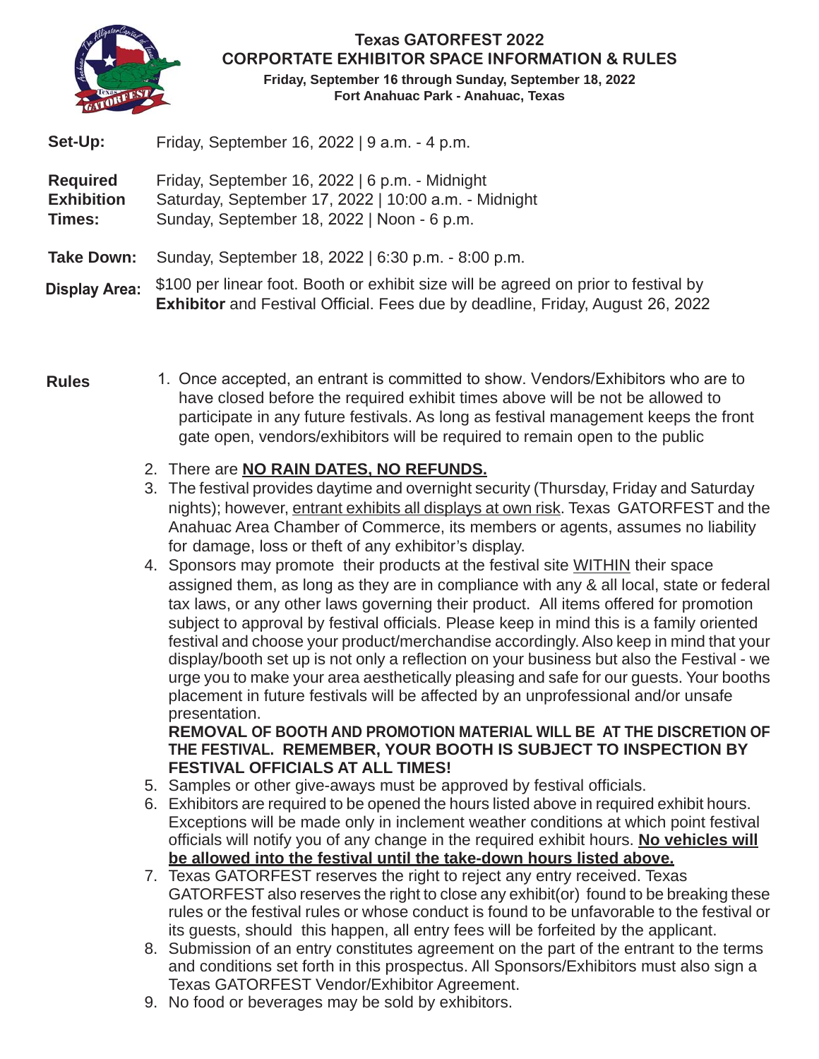# Texas GATORFEST 2022

## CORPORTATE EXHIBITOR SPACE INFORMATION & RULES

**Friday, September 16 through Sunday, September 18, 2022**
**Fort Anahuac Park - Anahuac, Texas**

**Set-Up:** Friday, September 16, 2022 | 9 a.m. - 4 p.m.

**Required Exhibition Times:**
Friday, September 16, 2022 | 6 p.m. - Midnight
Saturday, September 17, 2022 | 10:00 a.m. - Midnight
Sunday, September 18, 2022 | Noon - 6 p.m.

**Take Down:** Sunday, September 18, 2022 | 6:30 p.m. - 8:00 p.m.

**Display Area:** $100 per linear foot. Booth or exhibit size will be agreed on prior to festival by **Exhibitor** and Festival Official. Fees due by deadline, Friday, August 26, 2022

**Rules**

1. Once accepted, an entrant is committed to show. Vendors/Exhibitors who are to have closed before the required exhibit times above will be not be allowed to participate in any future festivals. As long as festival management keeps the front gate open, vendors/exhibitors will be required to remain open to the public
2. There are **NO RAIN DATES, NO REFUNDS.**
3. The festival provides daytime and overnight security (Thursday, Friday and Saturday nights); however, entrant exhibits all displays at own risk. Texas GATORFEST and the Anahuac Area Chamber of Commerce, its members or agents, assumes no liability for damage, loss or theft of any exhibitor's display.
4. Sponsors may promote their products at the festival site WITHIN their space assigned them, as long as they are in compliance with any & all local, state or federal tax laws, or any other laws governing their product. All items offered for promotion subject to approval by festival officials. Please keep in mind this is a family oriented festival and choose your product/merchandise accordingly. Also keep in mind that your display/booth set up is not only a reflection on your business but also the Festival - we urge you to make your area aesthetically pleasing and safe for our guests. Your booths placement in future festivals will be affected by an unprofessional and/or unsafe presentation.
   **REMOVAL OF BOOTH AND PROMOTION MATERIAL WILL BE AT THE DISCRETION OF THE FESTIVAL. REMEMBER, YOUR BOOTH IS SUBJECT TO INSPECTION BY FESTIVAL OFFICIALS AT ALL TIMES!**
5. Samples or other give-aways must be approved by festival officials.
6. Exhibitors are required to be opened the hours listed above in required exhibit hours. Exceptions will be made only in inclement weather conditions at which point festival officials will notify you of any change in the required exhibit hours. **No vehicles will be allowed into the festival until the take-down hours listed above.**
7. Texas GATORFEST reserves the right to reject any entry received. Texas GATORFEST also reserves the right to close any exhibit(or) found to be breaking these rules or the festival rules or whose conduct is found to be unfavorable to the festival or its guests, should this happen, all entry fees will be forfeited by the applicant.
8. Submission of an entry constitutes agreement on the part of the entrant to the terms and conditions set forth in this prospectus. All Sponsors/Exhibitors must also sign a Texas GATORFEST Vendor/Exhibitor Agreement.
9. No food or beverages may be sold by exhibitors.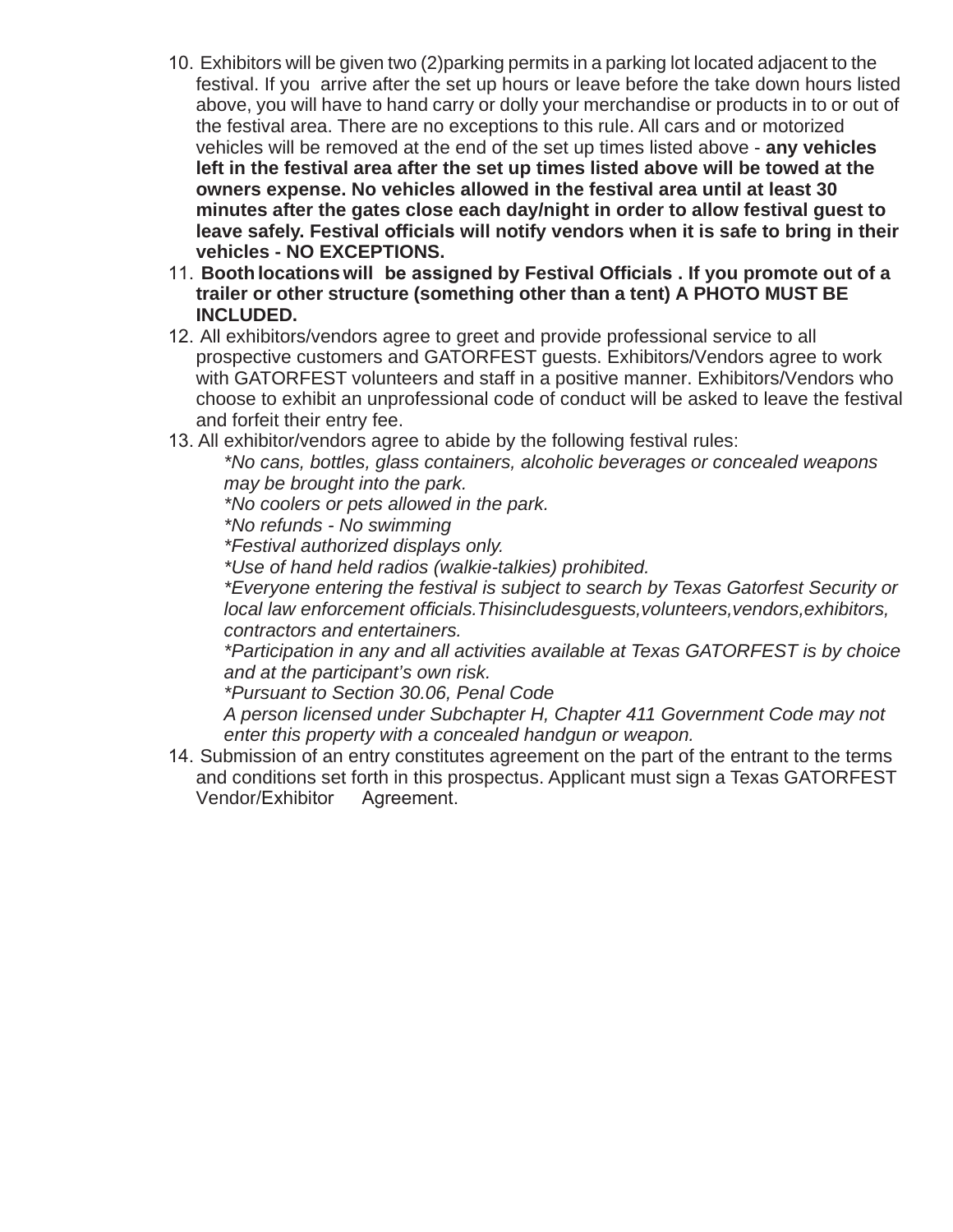10. Exhibitors will be given two (2)parking permits in a parking lot located adjacent to the festival. If you arrive after the set up hours or leave before the take down hours listed above, you will have to hand carry or dolly your merchandise or products in to or out of the festival area. There are no exceptions to this rule. All cars and or motorized vehicles will be removed at the end of the set up times listed above - **any vehicles left in the festival area after the set up times listed above will be towed at the owners expense. No vehicles allowed in the festival area until at least 30 minutes after the gates close each day/night in order to allow festival guest to leave safely. Festival officials will notify vendors when it is safe to bring in their vehicles - NO EXCEPTIONS.**
11. **Booth locations will be assigned by Festival Officials . If you promote out of a trailer or other structure (something other than a tent) A PHOTO MUST BE INCLUDED.**
12. All exhibitors/vendors agree to greet and provide professional service to all prospective customers and GATORFEST guests. Exhibitors/Vendors agree to work with GATORFEST volunteers and staff in a positive manner. Exhibitors/Vendors who choose to exhibit an unprofessional code of conduct will be asked to leave the festival and forfeit their entry fee.
13. All exhibitor/vendors agree to abide by the following festival rules:

    *\*No cans, bottles, glass containers, alcoholic beverages or concealed weapons may be brought into the park.*
    *\*No coolers or pets allowed in the park.*
    *\*No refunds - No swimming*
    *\*Festival authorized displays only.*
    *\*Use of hand held radios (walkie-talkies) prohibited.*
    *\*Everyone entering the festival is subject to search by Texas Gatorfest Security or local law enforcement officials.Thisincludesguests,volunteers,vendors,exhibitors, contractors and entertainers.*
    *\*Participation in any and all activities available at Texas GATORFEST is by choice and at the participant's own risk.*
    *\*Pursuant to Section 30.06, Penal Code*
    *A person licensed under Subchapter H, Chapter 411 Government Code may not enter this property with a concealed handgun or weapon.*

14. Submission of an entry constitutes agreement on the part of the entrant to the terms and conditions set forth in this prospectus. Applicant must sign a Texas GATORFEST Vendor/Exhibitor Agreement.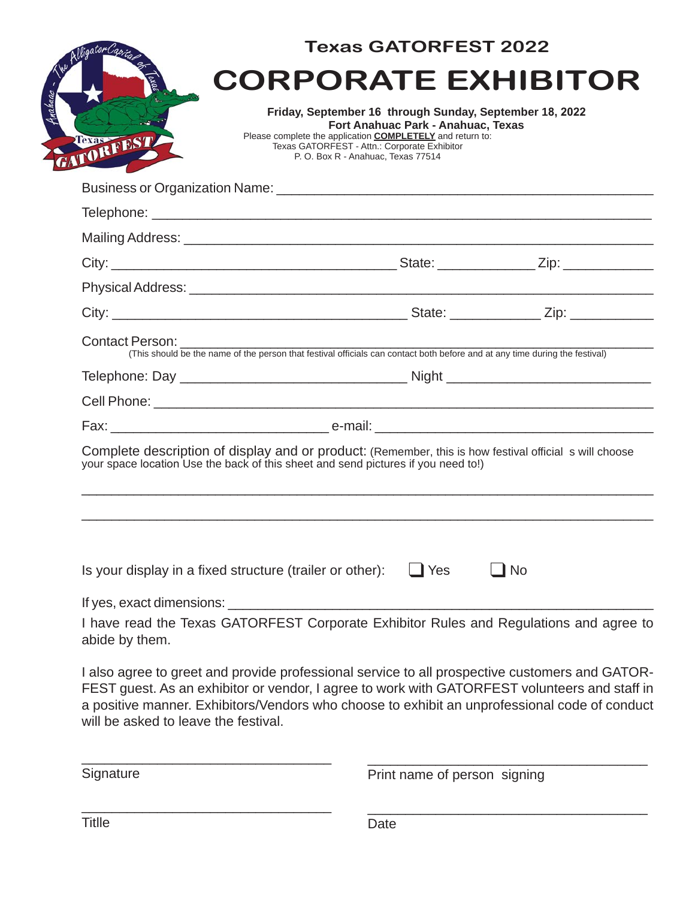## Texas GATORFEST 2022

# CORPORATE EXHIBITOR

**Friday, September 16 through Sunday, September 18, 2022**
**Fort Anahuac Park - Anahuac, Texas**

Please complete the application **COMPLETELY** and return to:
Texas GATORFEST - Attn.: Corporate Exhibitor
P. O. Box R - Anahuac, Texas 77514

Business or Organization Name: ______________________________________________

Telephone: ______________________________________________

Mailing Address: ______________________________________________

City: ______________________________ State: ____________ Zip: ____________

Physical Address: ______________________________________________

City: ______________________________ State: ____________ Zip: ____________

Contact Person: ______________________________________________
(This should be the name of the person that festival officials can contact both before and at any time during the festival)

Telephone: Day ________________________ Night ________________________

Cell Phone: ______________________________________________

Fax: ________________________ e-mail: ________________________

Complete description of display and or product: (Remember, this is how festival official s will choose your space location Use the back of this sheet and send pictures if you need to!)

______________________________________________

______________________________________________

Is your display in a fixed structure (trailer or other): ☐ Yes ☐ No

If yes, exact dimensions: ______________________________________________

I have read the Texas GATORFEST Corporate Exhibitor Rules and Regulations and agree to abide by them.

I also agree to greet and provide professional service to all prospective customers and GATORFEST guest. As an exhibitor or vendor, I agree to work with GATORFEST volunteers and staff in a positive manner. Exhibitors/Vendors who choose to exhibit an unprofessional code of conduct will be asked to leave the festival.

______________________________ ______________________________
Signature Print name of person signing

______________________________ ______________________________
Titlle Date